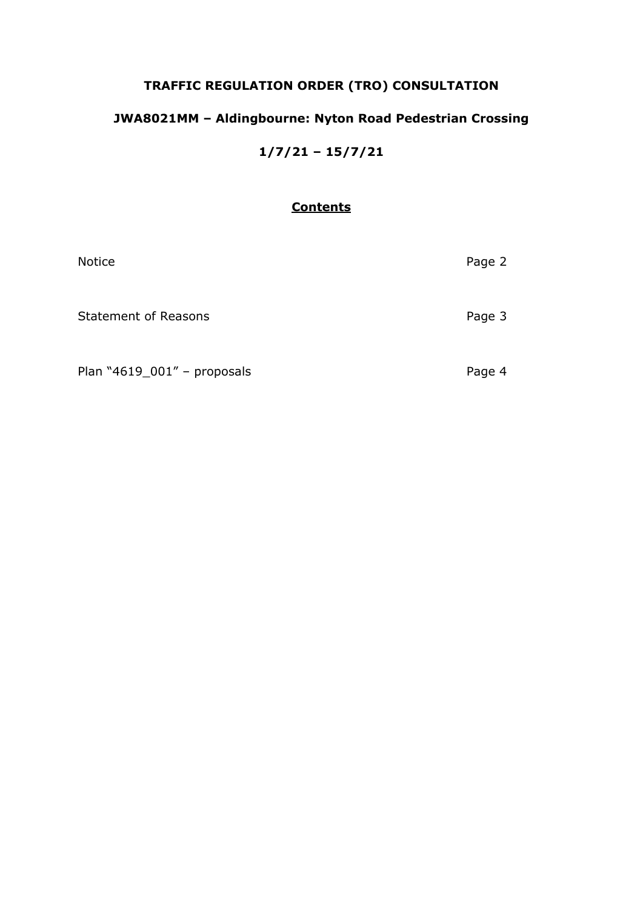# TRAFFIC REGULATION ORDER (TRO) CONSULTATION

## JWA8021MM – Aldingbourne: Nyton Road Pedestrian Crossing

## 1/7/21 – 15/7/21

### Contents

| | |
|---|---|
| Notice | Page 2 |
| Statement of Reasons | Page 3 |
| Plan "4619_001" – proposals | Page 4 |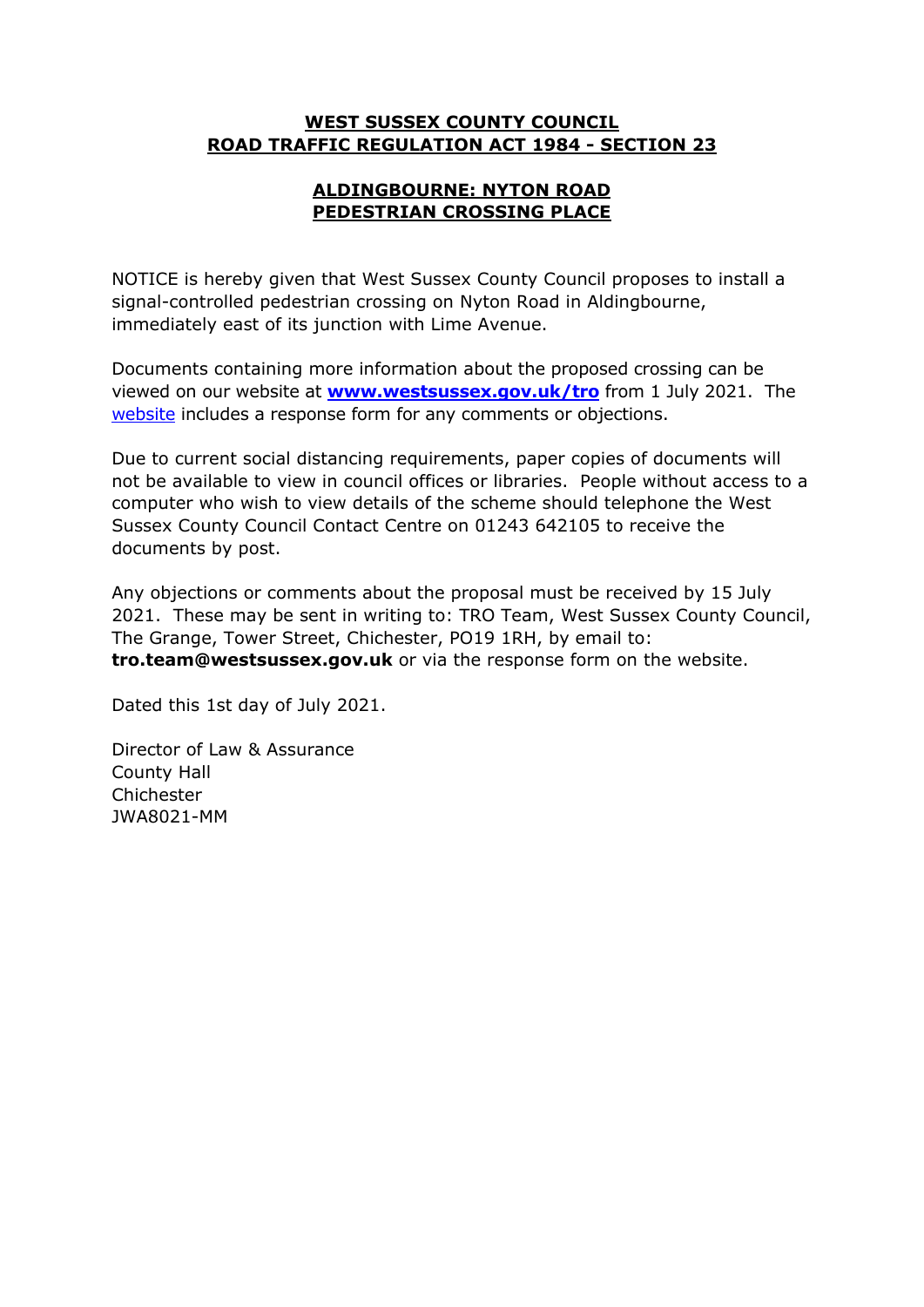# **WEST SUSSEX COUNTY COUNCIL**
# **ROAD TRAFFIC REGULATION ACT 1984 - SECTION 23**

## **ALDINGBOURNE: NYTON ROAD**
## **PEDESTRIAN CROSSING PLACE**

NOTICE is hereby given that West Sussex County Council proposes to install a signal-controlled pedestrian crossing on Nyton Road in Aldingbourne, immediately east of its junction with Lime Avenue.

Documents containing more information about the proposed crossing can be viewed on our website at **www.westsussex.gov.uk/tro** from 1 July 2021. The website includes a response form for any comments or objections.

Due to current social distancing requirements, paper copies of documents will not be available to view in council offices or libraries. People without access to a computer who wish to view details of the scheme should telephone the West Sussex County Council Contact Centre on 01243 642105 to receive the documents by post.

Any objections or comments about the proposal must be received by 15 July 2021. These may be sent in writing to: TRO Team, West Sussex County Council, The Grange, Tower Street, Chichester, PO19 1RH, by email to: **tro.team@westsussex.gov.uk** or via the response form on the website.

Dated this 1st day of July 2021.

Director of Law & Assurance
County Hall
Chichester
JWA8021-MM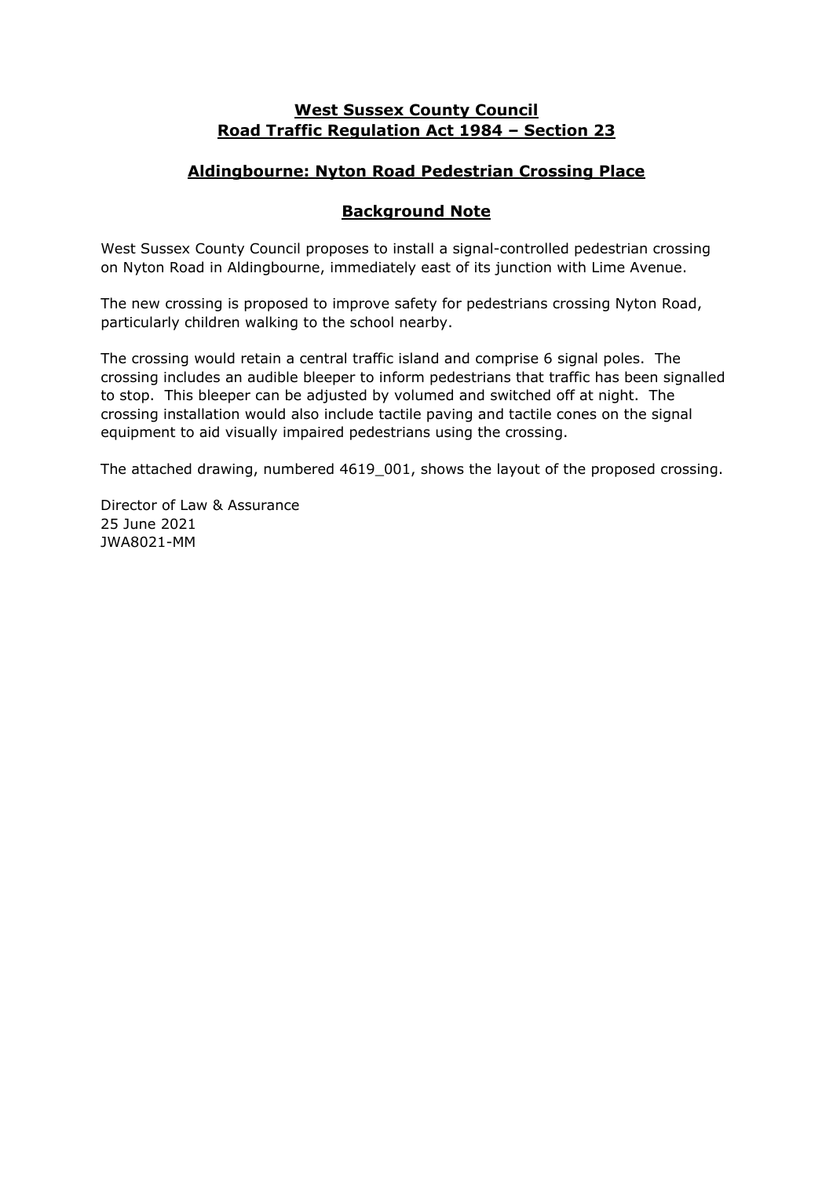# West Sussex County Council
# Road Traffic Regulation Act 1984 – Section 23

## Aldingbourne: Nyton Road Pedestrian Crossing Place

## Background Note

West Sussex County Council proposes to install a signal-controlled pedestrian crossing on Nyton Road in Aldingbourne, immediately east of its junction with Lime Avenue.

The new crossing is proposed to improve safety for pedestrians crossing Nyton Road, particularly children walking to the school nearby.

The crossing would retain a central traffic island and comprise 6 signal poles. The crossing includes an audible bleeper to inform pedestrians that traffic has been signalled to stop. This bleeper can be adjusted by volumed and switched off at night. The crossing installation would also include tactile paving and tactile cones on the signal equipment to aid visually impaired pedestrians using the crossing.

The attached drawing, numbered 4619_001, shows the layout of the proposed crossing.

Director of Law & Assurance
25 June 2021
JWA8021-MM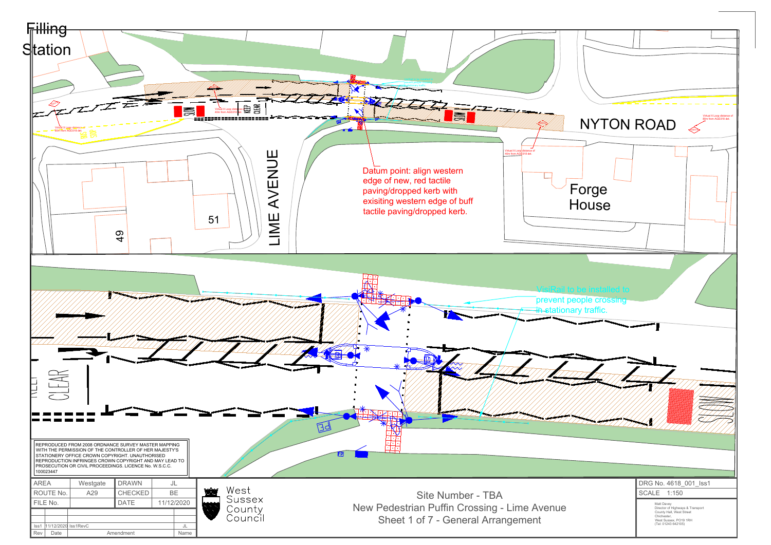Filling Station

NYTON ROAD

LIME AVENUE

Forge House

51

49

Datum point: align western edge of new, red tactile paving/dropped kerb with exisiting western edge of buff tactile paving/dropped kerb.

VisiRail to be installed to prevent people crossing in stationary traffic.

REPRODUCED FROM 2008 ORDNANCE SURVEY MASTER MAPPING WITH THE PERMISSION OF THE CONTROLLER OF HER MAJESTY'S STATIONERY OFFICE CROWN COPYRIGHT. UNAUTHORISED REPRODUCTION INFRINGES CROWN COPYRIGHT AND MAY LEAD TO PROSECUTION OR CIVIL PROCEEDINGS. LICENCE No. W.S.C.C. 100023447

| | | | |
|---|---|---|---|
| AREA | Westgate | DRAWN | JL |
| ROUTE No. | A29 | CHECKED | BE |
| FILE No. | | DATE | 11/12/2020 |

| Rev | Date | Amendment | Name |
|---|---|---|---|
| Iss1 | 11/12/2020 | Iss1RevC | JL |

West Sussex County Council

Site Number - TBA

New Pedestrian Puffin Crossing - Lime Avenue

Sheet 1 of 7 - General Arrangement

DRG No. 4618_001_Iss1

SCALE 1:150

Matt Davey
Director of Highways & Transport
County Hall, West Street
Chichester,
West Sussex, PO19 1RH
(Tel: 01243 642105)